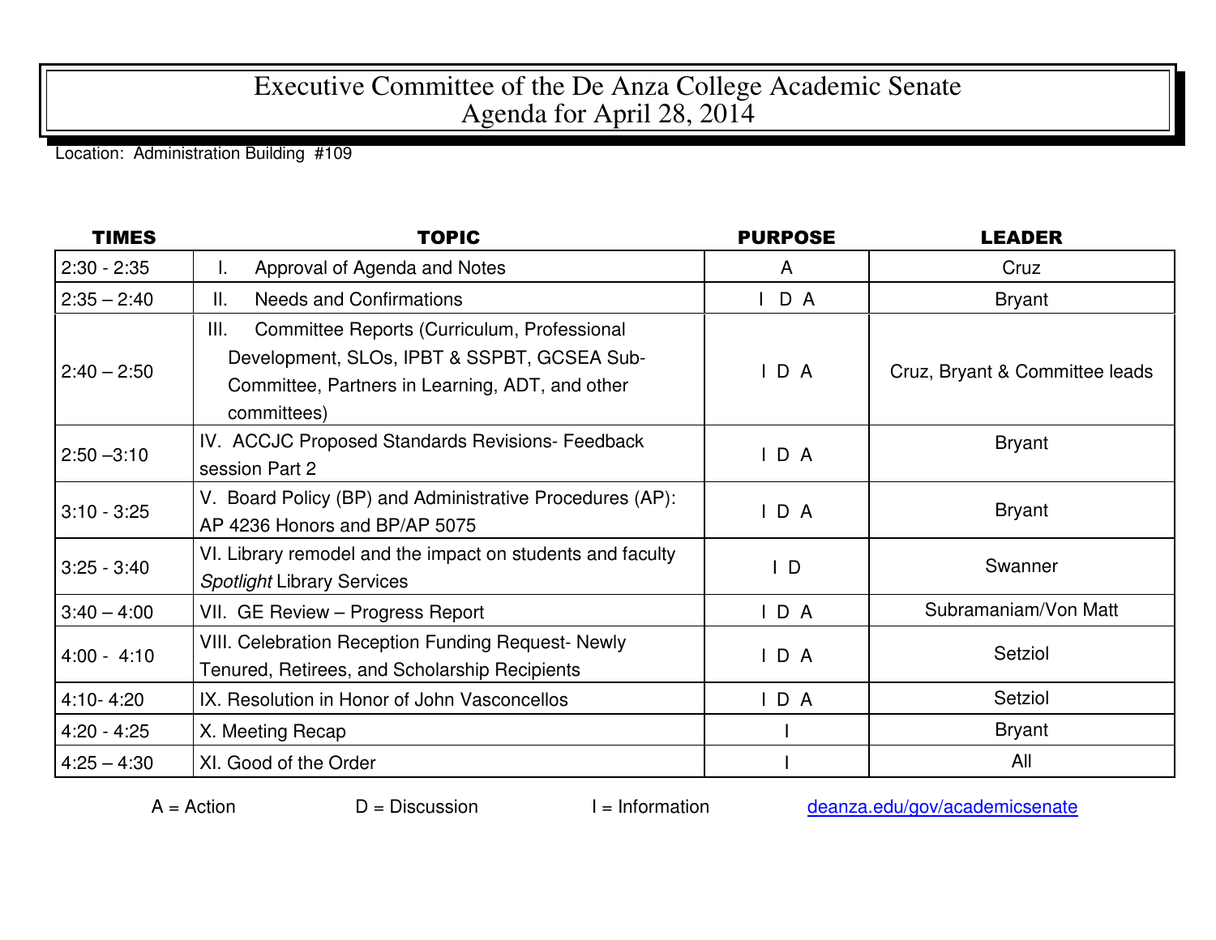# Executive Committee of the De Anza College Academic Senate
## Agenda for April 28, 2014

Location: Administration Building #109

| TIMES | TOPIC | PURPOSE | LEADER |
|---|---|---|---|
| 2:30 - 2:35 | I. Approval of Agenda and Notes | A | Cruz |
| 2:35 – 2:40 | II. Needs and Confirmations | I D A | Bryant |
| 2:40 – 2:50 | III. Committee Reports (Curriculum, Professional Development, SLOs, IPBT & SSPBT, GCSEA Sub-Committee, Partners in Learning, ADT, and other committees) | I D A | Cruz, Bryant & Committee leads |
| 2:50 –3:10 | IV. ACCJC Proposed Standards Revisions- Feedback session Part 2 | I D A | Bryant |
| 3:10 - 3:25 | V. Board Policy (BP) and Administrative Procedures (AP): AP 4236 Honors and BP/AP 5075 | I D A | Bryant |
| 3:25 - 3:40 | VI. Library remodel and the impact on students and faculty *Spotlight* Library Services | I D | Swanner |
| 3:40 – 4:00 | VII. GE Review – Progress Report | I D A | Subramaniam/Von Matt |
| 4:00 - 4:10 | VIII. Celebration Reception Funding Request- Newly Tenured, Retirees, and Scholarship Recipients | I D A | Setziol |
| 4:10- 4:20 | IX. Resolution in Honor of John Vasconcellos | I D A | Setziol |
| 4:20 - 4:25 | X. Meeting Recap | I | Bryant |
| 4:25 – 4:30 | XI. Good of the Order | I | All |

A = Action D = Discussion I = Information [deanza.edu/gov/academicsenate](deanza.edu/gov/academicsenate)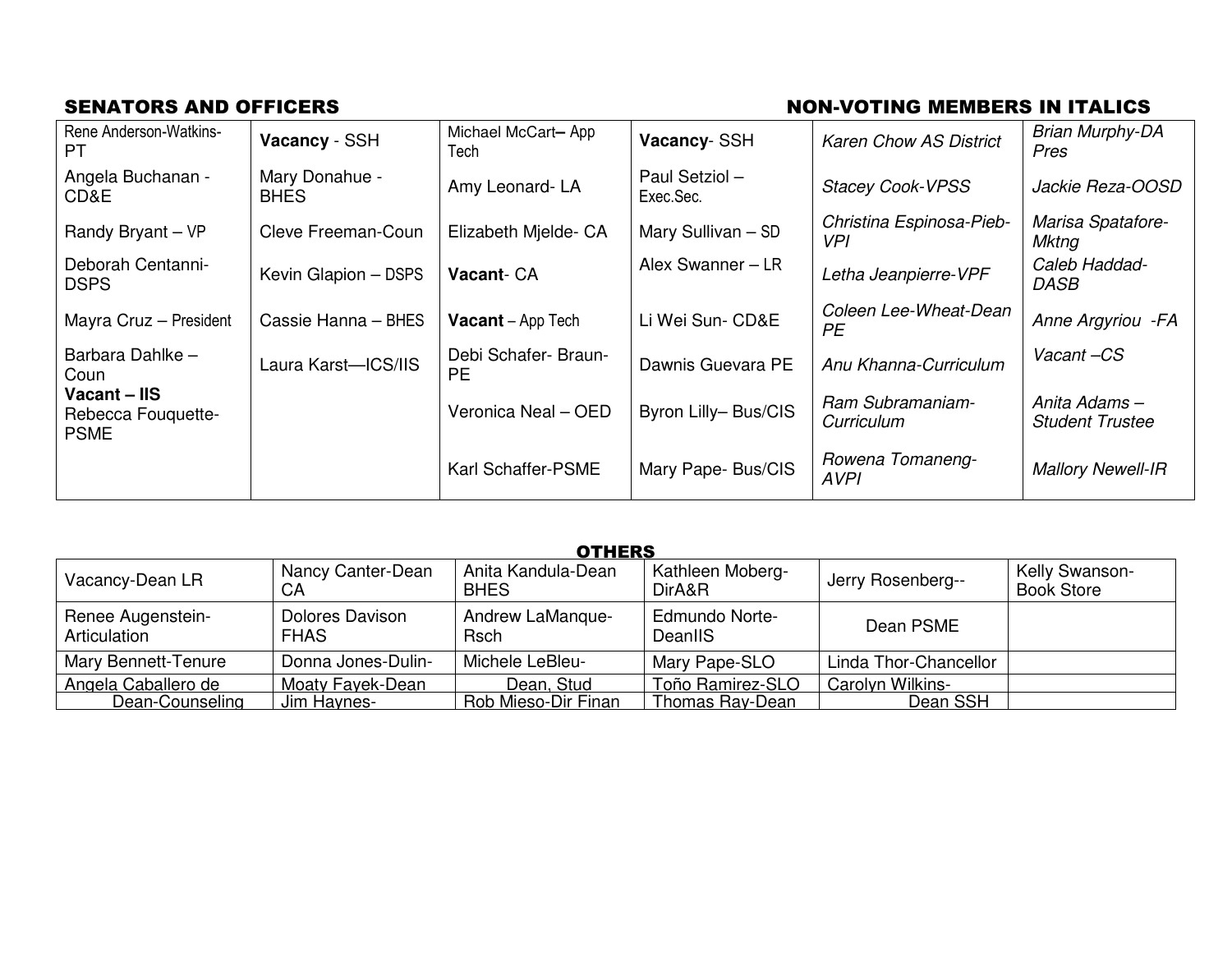**SENATORS AND OFFICERS** **NON-VOTING MEMBERS IN ITALICS**

| | | | | | |
|---|---|---|---|---|---|
| Rene Anderson-Watkins-PT | **Vacancy** - SSH | Michael McCart– App Tech | **Vacancy**- SSH | *Karen Chow AS District* | *Brian Murphy-DA Pres* |
| Angela Buchanan - CD&E | Mary Donahue - BHES | Amy Leonard- LA | Paul Setziol – Exec.Sec. | *Stacey Cook-VPSS* | *Jackie Reza-OOSD* |
| Randy Bryant – VP | Cleve Freeman-Coun | Elizabeth Mjelde- CA | Mary Sullivan – SD | *Christina Espinosa-Pieb-VPI* | *Marisa Spatafore-Mktng* |
| Deborah Centanni-DSPS | Kevin Glapion – DSPS | **Vacant**- CA | Alex Swanner – LR | *Letha Jeanpierre-VPF* | *Caleb Haddad-DASB* |
| Mayra Cruz – President | Cassie Hanna – BHES | **Vacant** – App Tech | Li Wei Sun- CD&E | *Coleen Lee-Wheat-Dean PE* | *Anne Argyriou -FA* |
| Barbara Dahlke – Coun<br>**Vacant – IIS**<br>Rebecca Fouquette-PSME | Laura Karst—ICS/IIS | Debi Schafer- Braun-PE | Dawnis Guevara PE | *Anu Khanna-Curriculum* | *Vacant –CS* |
| | | Veronica Neal – OED | Byron Lilly– Bus/CIS | *Ram Subramaniam-Curriculum* | *Anita Adams – Student Trustee* |
| | | Karl Schaffer-PSME | Mary Pape- Bus/CIS | *Rowena Tomaneng-AVPI* | *Mallory Newell-IR* |

**OTHERS**

| | | | | | |
|---|---|---|---|---|---|
| Vacancy-Dean LR | Nancy Canter-Dean CA | Anita Kandula-Dean BHES | Kathleen Moberg-DirA&R | Jerry Rosenberg-- | Kelly Swanson-Book Store |
| Renee Augenstein-Articulation | Dolores Davison FHAS | Andrew LaManque-Rsch | Edmundo Norte-DeanIIS | Dean PSME | |
| Mary Bennett-Tenure | Donna Jones-Dulin- | Michele LeBleu- | Mary Pape-SLO | Linda Thor-Chancellor | |
| Angela Caballero de | Moaty Fayek-Dean | Dean, Stud | Toño Ramirez-SLO | Carolyn Wilkins- | |
| Dean-Counseling | Jim Haynes- | Rob Mieso-Dir Finan | Thomas Ray-Dean | Dean SSH | |